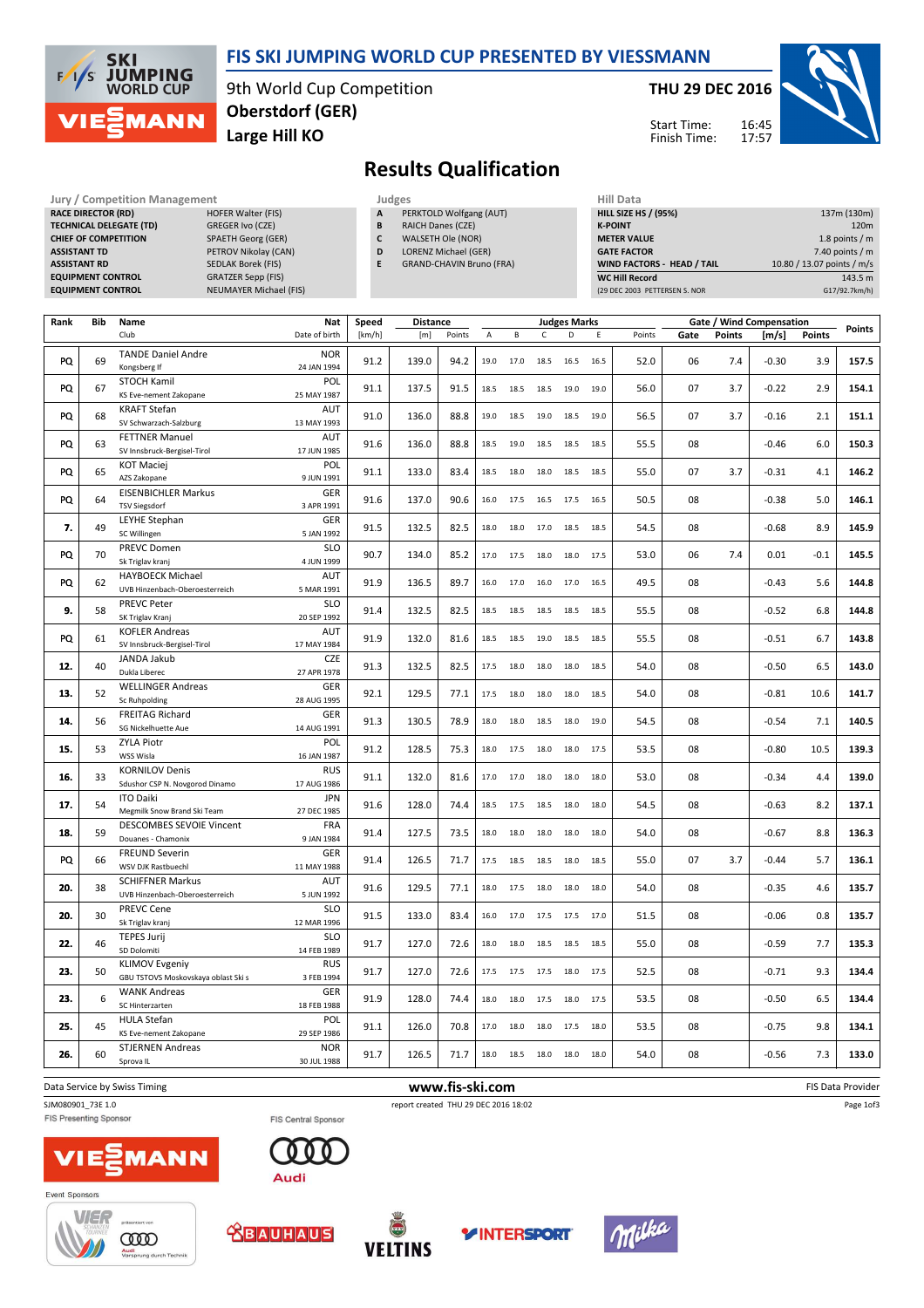# FIS SKI JUMPING WORLD CUP PRESENTED BY VIESSMANN

9th World Cup Competition
Oberstdorf (GER)
Large Hill KO

THU 29 DEC 2016

Start Time: 16:45
Finish Time: 17:57

## Results Qualification

| Jury / Competition Management | |
|---|---|
| RACE DIRECTOR (RD) | HOFER Walter (FIS) |
| TECHNICAL DELEGATE (TD) | GREGER Ivo (CZE) |
| CHIEF OF COMPETITION | SPAETH Georg (GER) |
| ASSISTANT TD | PETROV Nikolay (CAN) |
| ASSISTANT RD | SEDLAK Borek (FIS) |
| EQUIPMENT CONTROL | GRATZER Sepp (FIS) |
| EQUIPMENT CONTROL | NEUMAYER Michael (FIS) |

| Judges | |
|---|---|
| A | PERKTOLD Wolfgang (AUT) |
| B | RAICH Danes (CZE) |
| C | WALSETH Ole (NOR) |
| D | LORENZ Michael (GER) |
| E | GRAND-CHAVIN Bruno (FRA) |

| Hill Data | |
|---|---|
| HILL SIZE HS / (95%) | 137m (130m) |
| K-POINT | 120m |
| METER VALUE | 1.8 points / m |
| GATE FACTOR | 7.40 points / m |
| WIND FACTORS - HEAD / TAIL | 10.80 / 13.07 points / m/s |
| WC Hill Record | 143.5 m |
| (29 DEC 2003 PETTERSEN S. NOR | G17/92.7km/h) |

| Rank | Bib | Name / Club | Nat / Date of birth | Speed [km/h] | Distance [m] | Distance Points | A | B | C | D | E | Judges Points | Gate | Gate Points | Wind [m/s] | Wind Points | Points |
|---|---|---|---|---|---|---|---|---|---|---|---|---|---|---|---|---|---|
| PQ | 69 | TANDE Daniel Andre / Kongsberg If | NOR / 24 JAN 1994 | 91.2 | 139.0 | 94.2 | 19.0 | 17.0 | 18.5 | 16.5 | 16.5 | 52.0 | 06 | 7.4 | -0.30 | 3.9 | 157.5 |
| PQ | 67 | STOCH Kamil / KS Eve-nement Zakopane | POL / 25 MAY 1987 | 91.1 | 137.5 | 91.5 | 18.5 | 18.5 | 18.5 | 19.0 | 19.0 | 56.0 | 07 | 3.7 | -0.22 | 2.9 | 154.1 |
| PQ | 68 | KRAFT Stefan / SV Schwarzach-Salzburg | AUT / 13 MAY 1993 | 91.0 | 136.0 | 88.8 | 19.0 | 18.5 | 19.0 | 18.5 | 19.0 | 56.5 | 07 | 3.7 | -0.16 | 2.1 | 151.1 |
| PQ | 63 | FETTNER Manuel / SV Innsbruck-Bergisel-Tirol | AUT / 17 JUN 1985 | 91.6 | 136.0 | 88.8 | 18.5 | 19.0 | 18.5 | 18.5 | 18.5 | 55.5 | 08 | | -0.46 | 6.0 | 150.3 |
| PQ | 65 | KOT Maciej / AZS Zakopane | POL / 9 JUN 1991 | 91.1 | 133.0 | 83.4 | 18.5 | 18.0 | 18.0 | 18.5 | 18.5 | 55.0 | 07 | 3.7 | -0.31 | 4.1 | 146.2 |
| PQ | 64 | EISENBICHLER Markus / TSV Siegsdorf | GER / 3 APR 1991 | 91.6 | 137.0 | 90.6 | 16.0 | 17.5 | 16.5 | 17.5 | 16.5 | 50.5 | 08 | | -0.38 | 5.0 | 146.1 |
| 7. | 49 | LEYHE Stephan / SC Willingen | GER / 5 JAN 1992 | 91.5 | 132.5 | 82.5 | 18.0 | 18.0 | 17.0 | 18.5 | 18.5 | 54.5 | 08 | | -0.68 | 8.9 | 145.9 |
| PQ | 70 | PREVC Domen / Sk Triglav kranj | SLO / 4 JUN 1999 | 90.7 | 134.0 | 85.2 | 17.0 | 17.5 | 18.0 | 18.0 | 17.5 | 53.0 | 06 | 7.4 | 0.01 | -0.1 | 145.5 |
| PQ | 62 | HAYBOECK Michael / UVB Hinzenbach-Oberoesterreich | AUT / 5 MAR 1991 | 91.9 | 136.5 | 89.7 | 16.0 | 17.0 | 16.0 | 17.0 | 16.5 | 49.5 | 08 | | -0.43 | 5.6 | 144.8 |
| 9. | 58 | PREVC Peter / SK Triglav Kranj | SLO / 20 SEP 1992 | 91.4 | 132.5 | 82.5 | 18.5 | 18.5 | 18.5 | 18.5 | 18.5 | 55.5 | 08 | | -0.52 | 6.8 | 144.8 |
| PQ | 61 | KOFLER Andreas / SV Innsbruck-Bergisel-Tirol | AUT / 17 MAY 1984 | 91.9 | 132.0 | 81.6 | 18.5 | 18.5 | 19.0 | 18.5 | 18.5 | 55.5 | 08 | | -0.51 | 6.7 | 143.8 |
| 12. | 40 | JANDA Jakub / Dukla Liberec | CZE / 27 APR 1978 | 91.3 | 132.5 | 82.5 | 17.5 | 18.0 | 18.0 | 18.0 | 18.5 | 54.0 | 08 | | -0.50 | 6.5 | 143.0 |
| 13. | 52 | WELLINGER Andreas / Sc Ruhpolding | GER / 28 AUG 1995 | 92.1 | 129.5 | 77.1 | 17.5 | 18.0 | 18.0 | 18.0 | 18.5 | 54.0 | 08 | | -0.81 | 10.6 | 141.7 |
| 14. | 56 | FREITAG Richard / SG Nickelhuette Aue | GER / 14 AUG 1991 | 91.3 | 130.5 | 78.9 | 18.0 | 18.0 | 18.5 | 18.0 | 19.0 | 54.5 | 08 | | -0.54 | 7.1 | 140.5 |
| 15. | 53 | ZYLA Piotr / WSS Wisla | POL / 16 JAN 1987 | 91.2 | 128.5 | 75.3 | 18.0 | 17.5 | 18.0 | 18.0 | 17.5 | 53.5 | 08 | | -0.80 | 10.5 | 139.3 |
| 16. | 33 | KORNILOV Denis / Sdushor CSP N. Novgorod Dinamo | RUS / 17 AUG 1986 | 91.1 | 132.0 | 81.6 | 17.0 | 17.0 | 18.0 | 18.0 | 18.0 | 53.0 | 08 | | -0.34 | 4.4 | 139.0 |
| 17. | 54 | ITO Daiki / Megmilk Snow Brand Ski Team | JPN / 27 DEC 1985 | 91.6 | 128.0 | 74.4 | 18.5 | 17.5 | 18.5 | 18.0 | 18.0 | 54.5 | 08 | | -0.63 | 8.2 | 137.1 |
| 18. | 59 | DESCOMBES SEVOIE Vincent / Douanes - Chamonix | FRA / 9 JAN 1984 | 91.4 | 127.5 | 73.5 | 18.0 | 18.0 | 18.0 | 18.0 | 18.0 | 54.0 | 08 | | -0.67 | 8.8 | 136.3 |
| PQ | 66 | FREUND Severin / WSV DJK Rastbuechl | GER / 11 MAY 1988 | 91.4 | 126.5 | 71.7 | 17.5 | 18.5 | 18.5 | 18.0 | 18.5 | 55.0 | 07 | 3.7 | -0.44 | 5.7 | 136.1 |
| 20. | 38 | SCHIFFNER Markus / UVB Hinzenbach-Oberoesterreich | AUT / 5 JUN 1992 | 91.6 | 129.5 | 77.1 | 18.0 | 17.5 | 18.0 | 18.0 | 18.0 | 54.0 | 08 | | -0.35 | 4.6 | 135.7 |
| 20. | 30 | PREVC Cene / Sk Triglav kranj | SLO / 12 MAR 1996 | 91.5 | 133.0 | 83.4 | 16.0 | 17.0 | 17.5 | 17.5 | 17.0 | 51.5 | 08 | | -0.06 | 0.8 | 135.7 |
| 22. | 46 | TEPES Jurij / SD Dolomiti | SLO / 14 FEB 1989 | 91.7 | 127.0 | 72.6 | 18.0 | 18.0 | 18.5 | 18.5 | 18.5 | 55.0 | 08 | | -0.59 | 7.7 | 135.3 |
| 23. | 50 | KLIMOV Evgeniy / GBU TSTOVS Moskovskaya oblast Ski s | RUS / 3 FEB 1994 | 91.7 | 127.0 | 72.6 | 17.5 | 17.5 | 17.5 | 18.0 | 17.5 | 52.5 | 08 | | -0.71 | 9.3 | 134.4 |
| 23. | 6 | WANK Andreas / SC Hinterzarten | GER / 18 FEB 1988 | 91.9 | 128.0 | 74.4 | 18.0 | 18.0 | 17.5 | 18.0 | 17.5 | 53.5 | 08 | | -0.50 | 6.5 | 134.4 |
| 25. | 45 | HULA Stefan / KS Eve-nement Zakopane | POL / 29 SEP 1986 | 91.1 | 126.0 | 70.8 | 17.0 | 18.0 | 18.0 | 17.5 | 18.0 | 53.5 | 08 | | -0.75 | 9.8 | 134.1 |
| 26. | 60 | STJERNEN Andreas / Sprova IL | NOR / 30 JUL 1988 | 91.7 | 126.5 | 71.7 | 18.0 | 18.5 | 18.0 | 18.0 | 18.0 | 54.0 | 08 | | -0.56 | 7.3 | 133.0 |

Data Service by Swiss Timing — www.fis-ski.com — FIS Data Provider

SJM080901_73E 1.0 — report created THU 29 DEC 2016 18:02

FIS Presenting Sponsor: VIESSMANN — FIS Central Sponsor: Audi

Event Sponsors: Vierschanzentournee, BAUHAUS, VELTINS, INTERSPORT, Milka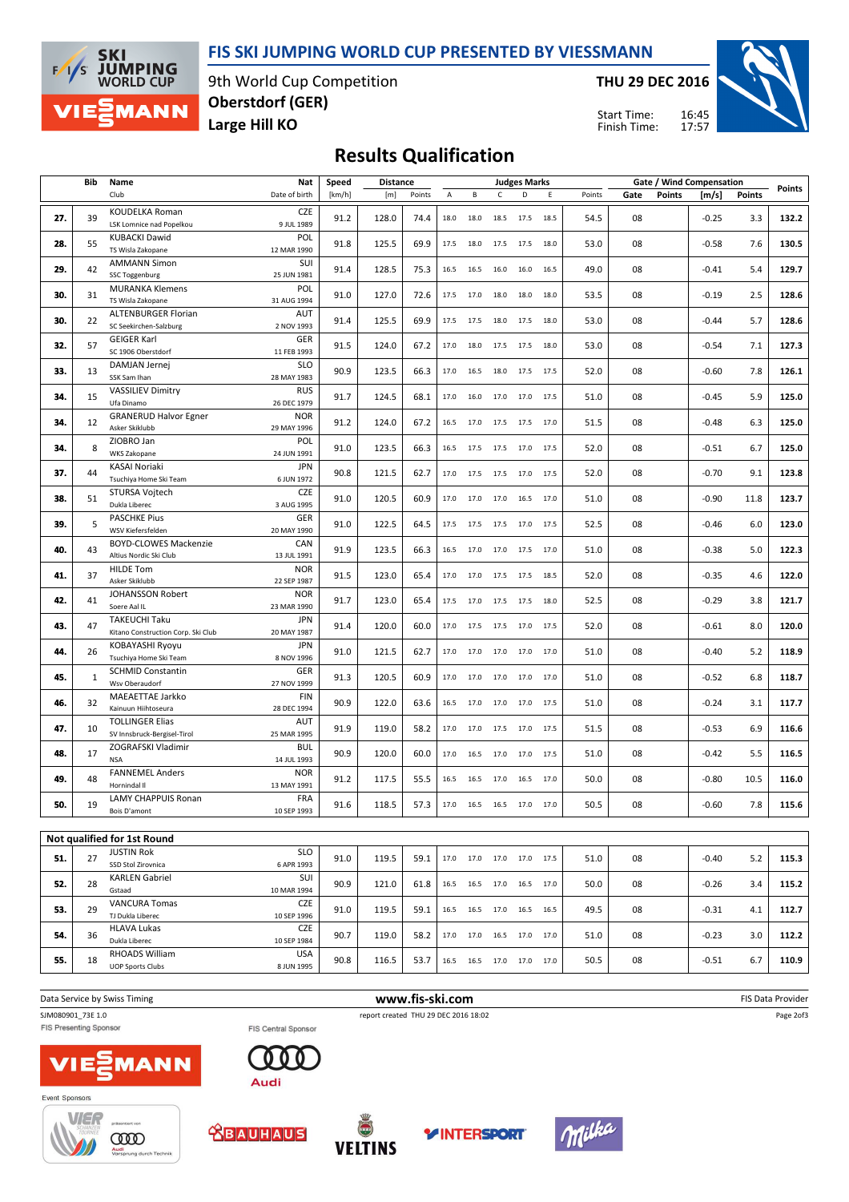# FIS SKI JUMPING WORLD CUP PRESENTED BY VIESSMANN

9th World Cup Competition
Oberstdorf (GER)
Large Hill KO

THU 29 DEC 2016

Start Time: 16:45
Finish Time: 17:57

## Results Qualification

| | Bib | Name / Club | Nat / Date of birth | Speed [km/h] | Distance [m] | Distance Points | A | B | C | D | E | Judges Points | Gate | Gate Points | Wind [m/s] | Wind Points | Points |
|---|---|---|---|---|---|---|---|---|---|---|---|---|---|---|---|---|---|
| 27. | 39 | KOUDELKA Roman<br>LSK Lomnice nad Popelkou | CZE<br>9 JUL 1989 | 91.2 | 128.0 | 74.4 | 18.0 | 18.0 | 18.5 | 17.5 | 18.5 | 54.5 | 08 | | -0.25 | 3.3 | 132.2 |
| 28. | 55 | KUBACKI Dawid<br>TS Wisla Zakopane | POL<br>12 MAR 1990 | 91.8 | 125.5 | 69.9 | 17.5 | 18.0 | 17.5 | 17.5 | 18.0 | 53.0 | 08 | | -0.58 | 7.6 | 130.5 |
| 29. | 42 | AMMANN Simon<br>SSC Toggenburg | SUI<br>25 JUN 1981 | 91.4 | 128.5 | 75.3 | 16.5 | 16.5 | 16.0 | 16.0 | 16.5 | 49.0 | 08 | | -0.41 | 5.4 | 129.7 |
| 30. | 31 | MURANKA Klemens<br>TS Wisla Zakopane | POL<br>31 AUG 1994 | 91.0 | 127.0 | 72.6 | 17.5 | 17.0 | 18.0 | 18.0 | 18.0 | 53.5 | 08 | | -0.19 | 2.5 | 128.6 |
| 30. | 22 | ALTENBURGER Florian<br>SC Seekirchen-Salzburg | AUT<br>2 NOV 1993 | 91.4 | 125.5 | 69.9 | 17.5 | 17.5 | 18.0 | 17.5 | 18.0 | 53.0 | 08 | | -0.44 | 5.7 | 128.6 |
| 32. | 57 | GEIGER Karl<br>SC 1906 Oberstdorf | GER<br>11 FEB 1993 | 91.5 | 124.0 | 67.2 | 17.0 | 18.0 | 17.5 | 17.5 | 18.0 | 53.0 | 08 | | -0.54 | 7.1 | 127.3 |
| 33. | 13 | DAMJAN Jernej<br>SSK Sam Ihan | SLO<br>28 MAY 1983 | 90.9 | 123.5 | 66.3 | 17.0 | 16.5 | 18.0 | 17.5 | 17.5 | 52.0 | 08 | | -0.60 | 7.8 | 126.1 |
| 34. | 15 | VASSILIEV Dimitry<br>Ufa Dinamo | RUS<br>26 DEC 1979 | 91.7 | 124.5 | 68.1 | 17.0 | 16.0 | 17.0 | 17.0 | 17.5 | 51.0 | 08 | | -0.45 | 5.9 | 125.0 |
| 34. | 12 | GRANERUD Halvor Egner<br>Asker Skiklubb | NOR<br>29 MAY 1996 | 91.2 | 124.0 | 67.2 | 16.5 | 17.0 | 17.5 | 17.5 | 17.0 | 51.5 | 08 | | -0.48 | 6.3 | 125.0 |
| 34. | 8 | ZIOBRO Jan<br>WKS Zakopane | POL<br>24 JUN 1991 | 91.0 | 123.5 | 66.3 | 16.5 | 17.5 | 17.5 | 17.0 | 17.5 | 52.0 | 08 | | -0.51 | 6.7 | 125.0 |
| 37. | 44 | KASAI Noriaki<br>Tsuchiya Home Ski Team | JPN<br>6 JUN 1972 | 90.8 | 121.5 | 62.7 | 17.0 | 17.5 | 17.5 | 17.0 | 17.5 | 52.0 | 08 | | -0.70 | 9.1 | 123.8 |
| 38. | 51 | STURSA Vojtech<br>Dukla Liberec | CZE<br>3 AUG 1995 | 91.0 | 120.5 | 60.9 | 17.0 | 17.0 | 17.0 | 16.5 | 17.0 | 51.0 | 08 | | -0.90 | 11.8 | 123.7 |
| 39. | 5 | PASCHKE Pius<br>WSV Kiefersfelden | GER<br>20 MAY 1990 | 91.0 | 122.5 | 64.5 | 17.5 | 17.5 | 17.5 | 17.0 | 17.5 | 52.5 | 08 | | -0.46 | 6.0 | 123.0 |
| 40. | 43 | BOYD-CLOWES Mackenzie<br>Altius Nordic Ski Club | CAN<br>13 JUL 1991 | 91.9 | 123.5 | 66.3 | 16.5 | 17.0 | 17.0 | 17.5 | 17.0 | 51.0 | 08 | | -0.38 | 5.0 | 122.3 |
| 41. | 37 | HILDE Tom<br>Asker Skiklubb | NOR<br>22 SEP 1987 | 91.5 | 123.0 | 65.4 | 17.0 | 17.0 | 17.5 | 17.5 | 18.5 | 52.0 | 08 | | -0.35 | 4.6 | 122.0 |
| 42. | 41 | JOHANSSON Robert<br>Soere Aal IL | NOR<br>23 MAR 1990 | 91.7 | 123.0 | 65.4 | 17.5 | 17.0 | 17.5 | 17.5 | 18.0 | 52.5 | 08 | | -0.29 | 3.8 | 121.7 |
| 43. | 47 | TAKEUCHI Taku<br>Kitano Construction Corp. Ski Club | JPN<br>20 MAY 1987 | 91.4 | 120.0 | 60.0 | 17.0 | 17.5 | 17.5 | 17.0 | 17.5 | 52.0 | 08 | | -0.61 | 8.0 | 120.0 |
| 44. | 26 | KOBAYASHI Ryoyu<br>Tsuchiya Home Ski Team | JPN<br>8 NOV 1996 | 91.0 | 121.5 | 62.7 | 17.0 | 17.0 | 17.0 | 17.0 | 17.0 | 51.0 | 08 | | -0.40 | 5.2 | 118.9 |
| 45. | 1 | SCHMID Constantin<br>Wsv Oberaudorf | GER<br>27 NOV 1999 | 91.3 | 120.5 | 60.9 | 17.0 | 17.0 | 17.0 | 17.0 | 17.0 | 51.0 | 08 | | -0.52 | 6.8 | 118.7 |
| 46. | 32 | MAEAETTAE Jarkko<br>Kainuun Hiihtoseura | FIN<br>28 DEC 1994 | 90.9 | 122.0 | 63.6 | 16.5 | 17.0 | 17.0 | 17.0 | 17.5 | 51.0 | 08 | | -0.24 | 3.1 | 117.7 |
| 47. | 10 | TOLLINGER Elias<br>SV Innsbruck-Bergisel-Tirol | AUT<br>25 MAR 1995 | 91.9 | 119.0 | 58.2 | 17.0 | 17.0 | 17.5 | 17.0 | 17.5 | 51.5 | 08 | | -0.53 | 6.9 | 116.6 |
| 48. | 17 | ZOGRAFSKI Vladimir<br>NSA | BUL<br>14 JUL 1993 | 90.9 | 120.0 | 60.0 | 17.0 | 16.5 | 17.0 | 17.0 | 17.5 | 51.0 | 08 | | -0.42 | 5.5 | 116.5 |
| 49. | 48 | FANNEMEL Anders<br>Hornindal Il | NOR<br>13 MAY 1991 | 91.2 | 117.5 | 55.5 | 16.5 | 16.5 | 17.0 | 16.5 | 17.0 | 50.0 | 08 | | -0.80 | 10.5 | 116.0 |
| 50. | 19 | LAMY CHAPPUIS Ronan<br>Bois D'amont | FRA<br>10 SEP 1993 | 91.6 | 118.5 | 57.3 | 17.0 | 16.5 | 16.5 | 17.0 | 17.0 | 50.5 | 08 | | -0.60 | 7.8 | 115.6 |

### Not qualified for 1st Round

| | Bib | Name / Club | Nat / Date of birth | Speed [km/h] | Distance [m] | Distance Points | A | B | C | D | E | Judges Points | Gate | Gate Points | Wind [m/s] | Wind Points | Points |
|---|---|---|---|---|---|---|---|---|---|---|---|---|---|---|---|---|---|
| 51. | 27 | JUSTIN Rok<br>SSD Stol Zirovnica | SLO<br>6 APR 1993 | 91.0 | 119.5 | 59.1 | 17.0 | 17.0 | 17.0 | 17.0 | 17.5 | 51.0 | 08 | | -0.40 | 5.2 | 115.3 |
| 52. | 28 | KARLEN Gabriel<br>Gstaad | SUI<br>10 MAR 1994 | 90.9 | 121.0 | 61.8 | 16.5 | 16.5 | 17.0 | 16.5 | 17.0 | 50.0 | 08 | | -0.26 | 3.4 | 115.2 |
| 53. | 29 | VANCURA Tomas<br>TJ Dukla Liberec | CZE<br>10 SEP 1996 | 91.0 | 119.5 | 59.1 | 16.5 | 16.5 | 17.0 | 16.5 | 16.5 | 49.5 | 08 | | -0.31 | 4.1 | 112.7 |
| 54. | 36 | HLAVA Lukas<br>Dukla Liberec | CZE<br>10 SEP 1984 | 90.7 | 119.0 | 58.2 | 17.0 | 17.0 | 16.5 | 17.0 | 17.0 | 51.0 | 08 | | -0.23 | 3.0 | 112.2 |
| 55. | 18 | RHOADS William<br>UOP Sports Clubs | USA<br>8 JUN 1995 | 90.8 | 116.5 | 53.7 | 16.5 | 16.5 | 17.0 | 17.0 | 17.0 | 50.5 | 08 | | -0.51 | 6.7 | 110.9 |

Data Service by Swiss Timing — www.fis-ski.com — FIS Data Provider

SJM080901_73E 1.0 — report created THU 29 DEC 2016 18:02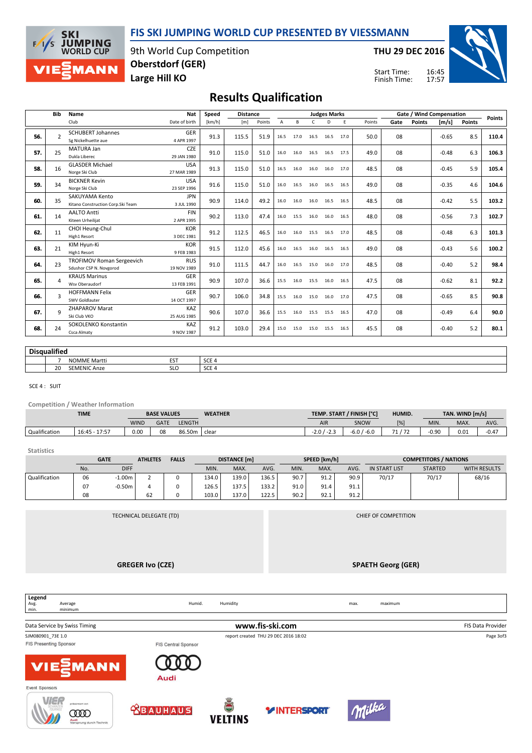# FIS SKI JUMPING WORLD CUP PRESENTED BY VIESSMANN

9th World Cup Competition
**Oberstdorf (GER)**
**Large Hill KO**

**THU 29 DEC 2016**

Start Time: 16:45
Finish Time: 17:57

## Results Qualification

| | Bib | Name / Club | Nat / Date of birth | Speed [km/h] | Distance [m] | Distance Points | A | B | C | D | E | Judges Points | Gate | Gate Points | Wind [m/s] | Wind Points | Points |
|---|---|---|---|---|---|---|---|---|---|---|---|---|---|---|---|---|---|
| 56. | 2 | SCHUBERT Johannes / Sg Nickelhuette aue | GER / 4 APR 1997 | 91.3 | 115.5 | 51.9 | 16.5 | 17.0 | 16.5 | 16.5 | 17.0 | 50.0 | 08 | | -0.65 | 8.5 | 110.4 |
| 57. | 25 | MATURA Jan / Dukla Liberec | CZE / 29 JAN 1980 | 91.0 | 115.0 | 51.0 | 16.0 | 16.0 | 16.5 | 16.5 | 17.5 | 49.0 | 08 | | -0.48 | 6.3 | 106.3 |
| 58. | 16 | GLASDER Michael / Norge Ski Club | USA / 27 MAR 1989 | 91.3 | 115.0 | 51.0 | 16.5 | 16.0 | 16.0 | 16.0 | 17.0 | 48.5 | 08 | | -0.45 | 5.9 | 105.4 |
| 59. | 34 | BICKNER Kevin / Norge Ski Club | USA / 23 SEP 1996 | 91.6 | 115.0 | 51.0 | 16.0 | 16.5 | 16.0 | 16.5 | 16.5 | 49.0 | 08 | | -0.35 | 4.6 | 104.6 |
| 60. | 35 | SAKUYAMA Kento / Kitano Construction Corp.Ski Team | JPN / 3 JUL 1990 | 90.9 | 114.0 | 49.2 | 16.0 | 16.0 | 16.0 | 16.5 | 16.5 | 48.5 | 08 | | -0.42 | 5.5 | 103.2 |
| 61. | 14 | AALTO Antti / Kiteen Urheilijat | FIN / 2 APR 1995 | 90.2 | 113.0 | 47.4 | 16.0 | 15.5 | 16.0 | 16.0 | 16.5 | 48.0 | 08 | | -0.56 | 7.3 | 102.7 |
| 62. | 11 | CHOI Heung-Chul / High1 Resort | KOR / 3 DEC 1981 | 91.2 | 112.5 | 46.5 | 16.0 | 16.0 | 15.5 | 16.5 | 17.0 | 48.5 | 08 | | -0.48 | 6.3 | 101.3 |
| 63. | 21 | KIM Hyun-Ki / High1 Resort | KOR / 9 FEB 1983 | 91.5 | 112.0 | 45.6 | 16.0 | 16.5 | 16.0 | 16.5 | 16.5 | 49.0 | 08 | | -0.43 | 5.6 | 100.2 |
| 64. | 23 | TROFIMOV Roman Sergeevich / Sdushor CSP N. Novgorod | RUS / 19 NOV 1989 | 91.0 | 111.5 | 44.7 | 16.0 | 16.5 | 15.0 | 16.0 | 17.0 | 48.5 | 08 | | -0.40 | 5.2 | 98.4 |
| 65. | 4 | KRAUS Marinus / Wsv Oberaudorf | GER / 13 FEB 1991 | 90.9 | 107.0 | 36.6 | 15.5 | 16.0 | 15.5 | 16.0 | 16.5 | 47.5 | 08 | | -0.62 | 8.1 | 92.2 |
| 66. | 3 | HOFFMANN Felix / SWV Goldlauter | GER / 14 OCT 1997 | 90.7 | 106.0 | 34.8 | 15.5 | 16.0 | 15.0 | 16.0 | 17.0 | 47.5 | 08 | | -0.65 | 8.5 | 90.8 |
| 67. | 9 | ZHAPAROV Marat / Ski Club VKO | KAZ / 25 AUG 1985 | 90.6 | 107.0 | 36.6 | 15.5 | 16.0 | 15.5 | 15.5 | 16.5 | 47.0 | 08 | | -0.49 | 6.4 | 90.0 |
| 68. | 24 | SOKOLENKO Konstantin / Csca Almaty | KAZ / 9 NOV 1987 | 91.2 | 103.0 | 29.4 | 15.0 | 15.0 | 15.0 | 15.5 | 16.5 | 45.5 | 08 | | -0.40 | 5.2 | 80.1 |

### Disqualified

| Bib | Name | Nat | Reason |
|---|---|---|---|
| 7 | NOMME Martti | EST | SCE 4 |
| 20 | SEMENIC Anze | SLO | SCE 4 |

SCE 4 : SUIT

### Competition / Weather Information

| | TIME | BASE VALUES | | | WEATHER | TEMP. START / FINISH [°C] | | HUMID. | TAN. WIND [m/s] | | |
|---|---|---|---|---|---|---|---|---|---|---|---|
| | | WIND | GATE | LENGTH | | AIR | SNOW | [%] | MIN. | MAX. | AVG. |
| Qualification | 16:45 - 17:57 | 0.00 | 08 | 86.50m | clear | -2.0 / -2.3 | -6.0 / -6.0 | 71 / 72 | -0.90 | 0.01 | -0.47 |

### Statistics

| | GATE | | ATHLETES | FALLS | DISTANCE [m] | | | SPEED [km/h] | | | COMPETITORS / NATIONS | | |
|---|---|---|---|---|---|---|---|---|---|---|---|---|---|
| | No. | DIFF | | | MIN. | MAX. | AVG. | MIN. | MAX. | AVG. | IN START LIST | STARTED | WITH RESULTS |
| Qualification | 06 | -1.00m | 2 | 0 | 134.0 | 139.0 | 136.5 | 90.7 | 91.2 | 90.9 | 70/17 | 70/17 | 68/16 |
| | 07 | -0.50m | 4 | 0 | 126.5 | 137.5 | 133.2 | 91.0 | 91.4 | 91.1 | | | |
| | 08 | | 62 | 0 | 103.0 | 137.0 | 122.5 | 90.2 | 92.1 | 91.2 | | | |

TECHNICAL DELEGATE (TD): **GREGER Ivo (CZE)**

CHIEF OF COMPETITION: **SPAETH Georg (GER)**

**Legend**
Avg. Average
min. minimum
Humid. Humidity
max. maximum

Data Service by Swiss Timing — www.fis-ski.com — FIS Data Provider

SJM080901_73E 1.0 — report created THU 29 DEC 2016 18:02

FIS Presenting Sponsor: VIESSMANN — FIS Central Sponsor: Audi

Event Sponsors: VIER SCHANZEN TOURNEE, BAUHAUS, VELTINS, INTERSPORT, Milka